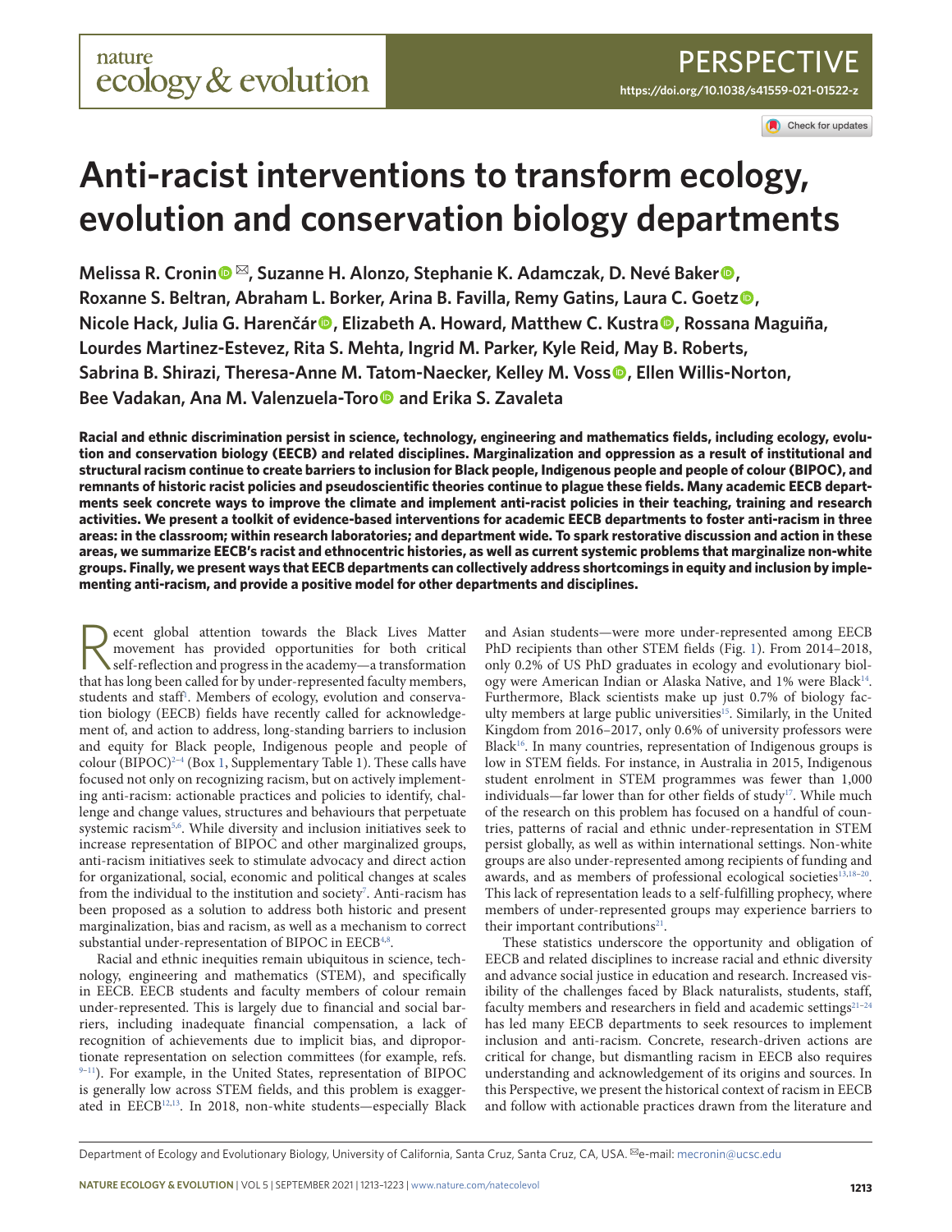PERSPECTIVE

https://doi.org/10.1038/s41559-021-01522-z

# Anti-racist interventions to transform ecology, evolution and conservation biology departments

**Melissa R. Cronin ✉, Suzanne H. Alonzo, Stephanie K. Adamczak, D. Nevé Baker, Roxanne S. Beltran, Abraham L. Borker, Arina B. Favilla, Remy Gatins, Laura C. Goetz, Nicole Hack, Julia G. Harenčár, Elizabeth A. Howard, Matthew C. Kustra, Rossana Maguiña, Lourdes Martinez-Estevez, Rita S. Mehta, Ingrid M. Parker, Kyle Reid, May B. Roberts, Sabrina B. Shirazi, Theresa-Anne M. Tatom-Naecker, Kelley M. Voss, Ellen Willis-Norton, Bee Vadakan, Ana M. Valenzuela-Toro and Erika S. Zavaleta**

**Racial and ethnic discrimination persist in science, technology, engineering and mathematics fields, including ecology, evolution and conservation biology (EECB) and related disciplines. Marginalization and oppression as a result of institutional and structural racism continue to create barriers to inclusion for Black people, Indigenous people and people of colour (BIPOC), and remnants of historic racist policies and pseudoscientific theories continue to plague these fields. Many academic EECB departments seek concrete ways to improve the climate and implement anti-racist policies in their teaching, training and research activities. We present a toolkit of evidence-based interventions for academic EECB departments to foster anti-racism in three areas: in the classroom; within research laboratories; and department wide. To spark restorative discussion and action in these areas, we summarize EECB's racist and ethnocentric histories, as well as current systemic problems that marginalize non-white groups. Finally, we present ways that EECB departments can collectively address shortcomings in equity and inclusion by implementing anti-racism, and provide a positive model for other departments and disciplines.**

Recent global attention towards the Black Lives Matter movement has provided opportunities for both critical self-reflection and progress in the academy—a transformation that has long been called for by under-represented faculty members, students and staff[1]. Members of ecology, evolution and conservation biology (EECB) fields have recently called for acknowledgement of, and action to address, long-standing barriers to inclusion and equity for Black people, Indigenous people and people of colour (BIPOC)[2–4] (Box 1, Supplementary Table 1). These calls have focused not only on recognizing racism, but on actively implementing anti-racism: actionable practices and policies to identify, challenge and change values, structures and behaviours that perpetuate systemic racism[5,6]. While diversity and inclusion initiatives seek to increase representation of BIPOC and other marginalized groups, anti-racism initiatives seek to stimulate advocacy and direct action for organizational, social, economic and political changes at scales from the individual to the institution and society[7]. Anti-racism has been proposed as a solution to address both historic and present marginalization, bias and racism, as well as a mechanism to correct substantial under-representation of BIPOC in EECB[4,8].

Racial and ethnic inequities remain ubiquitous in science, technology, engineering and mathematics (STEM), and specifically in EECB. EECB students and faculty members of colour remain under-represented. This is largely due to financial and social barriers, including inadequate financial compensation, a lack of recognition of achievements due to implicit bias, and disproportionate representation on selection committees (for example, refs. [9–11]). For example, in the United States, representation of BIPOC is generally low across STEM fields, and this problem is exaggerated in EECB[12,13]. In 2018, non-white students—especially Black and Asian students—were more under-represented among EECB PhD recipients than other STEM fields (Fig. 1). From 2014–2018, only 0.2% of US PhD graduates in ecology and evolutionary biology were American Indian or Alaska Native, and 1% were Black[14]. Furthermore, Black scientists make up just 0.7% of biology faculty members at large public universities[15]. Similarly, in the United Kingdom from 2016–2017, only 0.6% of university professors were Black[16]. In many countries, representation of Indigenous groups is low in STEM fields. For instance, in Australia in 2015, Indigenous student enrolment in STEM programmes was fewer than 1,000 individuals—far lower than for other fields of study[17]. While much of the research on this problem has focused on a handful of countries, patterns of racial and ethnic under-representation in STEM persist globally, as well as within international settings. Non-white groups are also under-represented among recipients of funding and awards, and as members of professional ecological societies[13,18–20]. This lack of representation leads to a self-fulfilling prophecy, where members of under-represented groups may experience barriers to their important contributions[21].

These statistics underscore the opportunity and obligation of EECB and related disciplines to increase racial and ethnic diversity and advance social justice in education and research. Increased visibility of the challenges faced by Black naturalists, students, staff, faculty members and researchers in field and academic settings[21–24] has led many EECB departments to seek resources to implement inclusion and anti-racism. Concrete, research-driven actions are critical for change, but dismantling racism in EECB also requires understanding and acknowledgement of its origins and sources. In this Perspective, we present the historical context of racism in EECB and follow with actionable practices drawn from the literature and

Department of Ecology and Evolutionary Biology, University of California, Santa Cruz, Santa Cruz, CA, USA. ✉e-mail: mecronin@ucsc.edu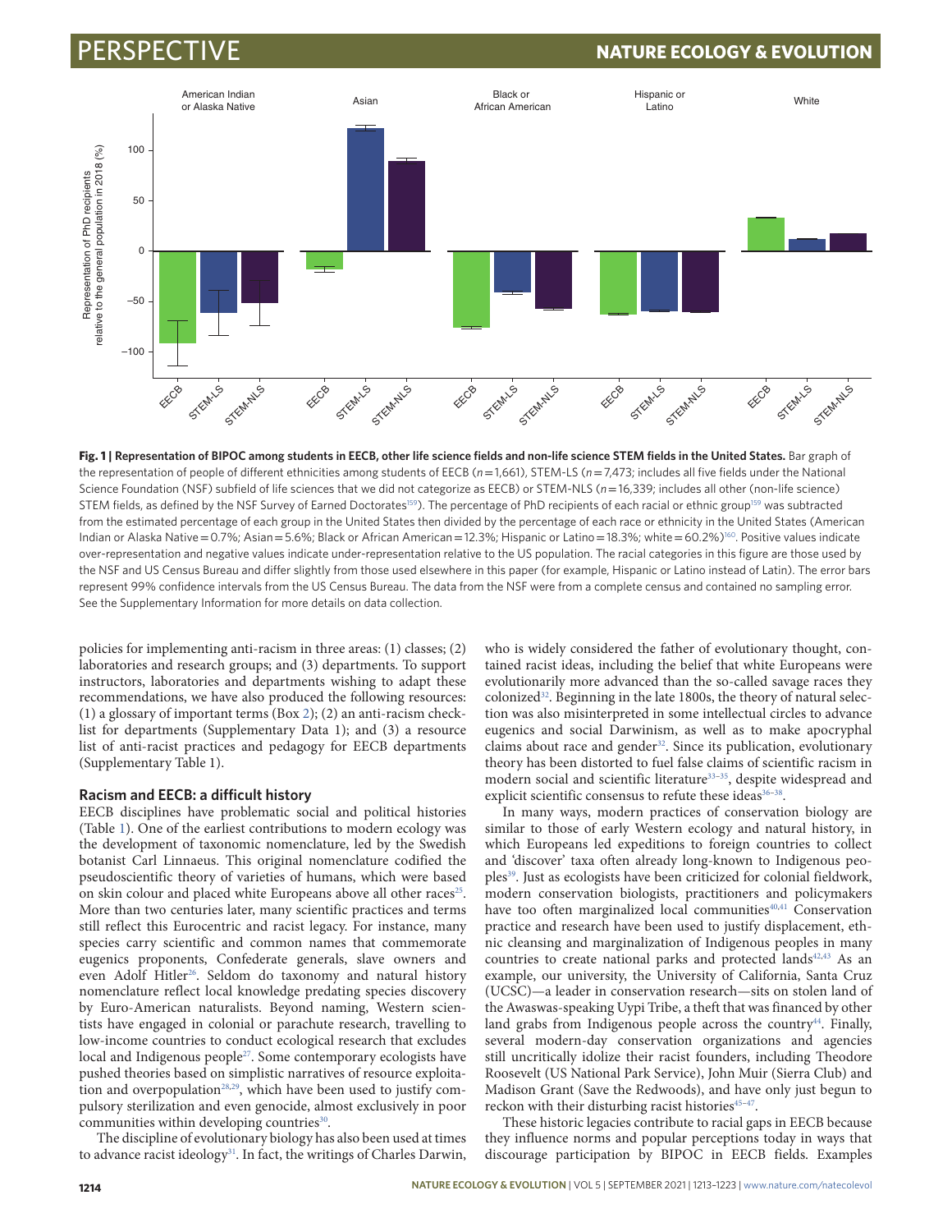**Fig. 1 | Representation of BIPOC among students in EECB, other life science fields and non-life science STEM fields in the United States.** Bar graph of the representation of people of different ethnicities among students of EECB ($n=1,661$), STEM-LS ($n=7,473$; includes all five fields under the National Science Foundation (NSF) subfield of life sciences that we did not categorize as EECB) or STEM-NLS ($n=16,339$; includes all other (non-life science) STEM fields, as defined by the NSF Survey of Earned Doctorates[159]). The percentage of PhD recipients of each racial or ethnic group[159] was subtracted from the estimated percentage of each group in the United States then divided by the percentage of each race or ethnicity in the United States (American Indian or Alaska Native = 0.7%; Asian = 5.6%; Black or African American = 12.3%; Hispanic or Latino = 18.3%; white = 60.2%)[160]. Positive values indicate over-representation and negative values indicate under-representation relative to the US population. The racial categories in this figure are those used by the NSF and US Census Bureau and differ slightly from those used elsewhere in this paper (for example, Hispanic or Latino instead of Latin). The error bars represent 99% confidence intervals from the US Census Bureau. The data from the NSF were from a complete census and contained no sampling error. See the Supplementary Information for more details on data collection.

policies for implementing anti-racism in three areas: (1) classes; (2) laboratories and research groups; and (3) departments. To support instructors, laboratories and departments wishing to adapt these recommendations, we have also produced the following resources: (1) a glossary of important terms (Box 2); (2) an anti-racism checklist for departments (Supplementary Data 1); and (3) a resource list of anti-racist practices and pedagogy for EECB departments (Supplementary Table 1).

### Racism and EECB: a difficult history

EECB disciplines have problematic social and political histories (Table 1). One of the earliest contributions to modern ecology was the development of taxonomic nomenclature, led by the Swedish botanist Carl Linnaeus. This original nomenclature codified the pseudoscientific theory of variations of humans, which were based on skin colour and placed white Europeans above all other races[25]. More than two centuries later, many scientific practices and terms still reflect this Eurocentric and racist legacy. For instance, many species carry scientific and common names that commemorate eugenics proponents, Confederate generals, slave owners and even Adolf Hitler[26]. Seldom do taxonomy and natural history nomenclature reflect local knowledge predating species discovery by Euro-American naturalists. Beyond naming, Western scientists have engaged in colonial or parachute research, travelling to low-income countries to conduct ecological research that excludes local and Indigenous people[27]. Some contemporary ecologists have pushed theories based on simplistic narratives of resource exploitation and overpopulation[28,29], which have been used to justify compulsory sterilization and even genocide, almost exclusively in poor communities within developing countries[30].

The discipline of evolutionary biology has also been used at times to advance racist ideology[31]. In fact, the writings of Charles Darwin, who is widely considered the father of evolutionary thought, contained racist ideas, including the belief that white Europeans were evolutionarily more advanced than the so-called savage races they colonized[32]. Beginning in the late 1800s, the theory of natural selection was also misinterpreted in some intellectual circles to advance eugenics and social Darwinism, as well as to make apocryphal claims about race and gender[32]. Since its publication, evolutionary theory has been distorted to fuel false claims of scientific racism in modern social and scientific literature[33–35], despite widespread and explicit scientific consensus to refute these ideas[36–38].

In many ways, modern practices of conservation biology are similar to those of early Western ecology and natural history, in which Europeans led expeditions to foreign countries to collect and 'discover' taxa often already long-known to Indigenous peoples[39]. Just as ecologists have been criticized for colonial fieldwork, modern conservation biologists, practitioners and policymakers have too often marginalized local communities[40,41] Conservation practice and research have been used to justify displacement, ethnic cleansing and marginalization of Indigenous peoples in many countries to create national parks and protected lands[42,43] As an example, our university, the University of California, Santa Cruz (UCSC)—a leader in conservation research—sits on stolen land of the Awaswas-speaking Uypi Tribe, a theft that was financed by other land grabs from Indigenous people across the country[44]. Finally, several modern-day conservation organizations and agencies still uncritically idolize their racist founders, including Theodore Roosevelt (US National Park Service), John Muir (Sierra Club) and Madison Grant (Save the Redwoods), and have only just begun to reckon with their disturbing racist histories[45–47].

These historic legacies contribute to racial gaps in EECB because they influence norms and popular perceptions today in ways that discourage participation by BIPOC in EECB fields. Examples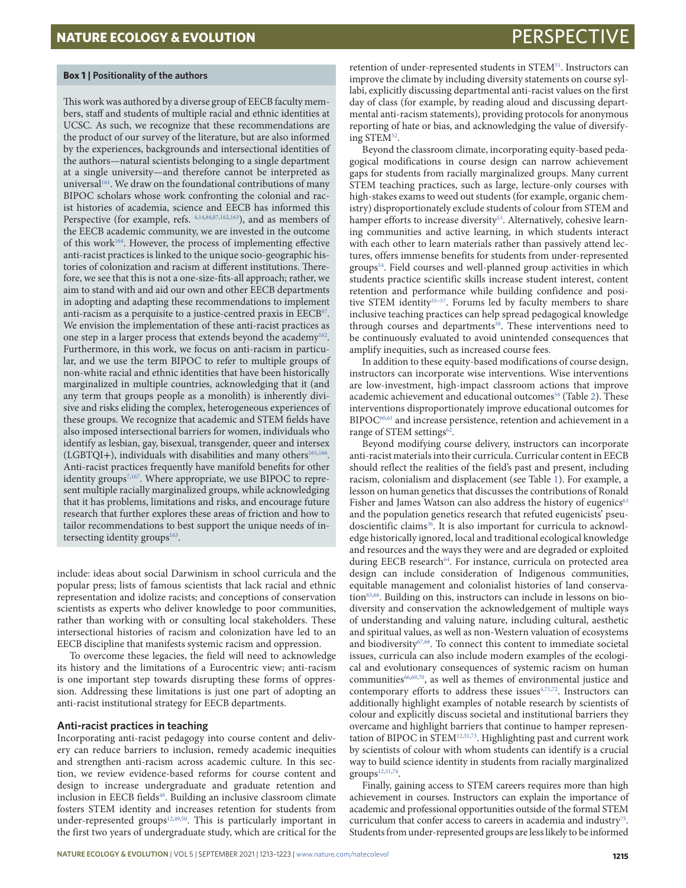**Box 1 | Positionality of the authors**

This work was authored by a diverse group of EECB faculty members, staff and students of multiple racial and ethnic identities at UCSC. As such, we recognize that these recommendations are the product of our survey of the literature, but are also informed by the experiences, backgrounds and intersectional identities of the authors—natural scientists belonging to a single department at a single university—and therefore cannot be interpreted as universal[161]. We draw on the foundational contributions of many BIPOC scholars whose work confronting the colonial and racist histories of academia, science and EECB has informed this Perspective (for example, refs. [4,14,84,87,162,163]), and as members of the EECB academic community, we are invested in the outcome of this work[164]. However, the process of implementing effective anti-racist practices is linked to the unique socio-geographic histories of colonization and racism at different institutions. Therefore, we see that this is not a one-size-fits-all approach; rather, we aim to stand with and aid our own and other EECB departments in adopting and adapting these recommendations to implement anti-racism as a perquisite to a justice-centred praxis in EECB[87]. We envision the implementation of these anti-racist practices as one step in a larger process that extends beyond the academy[162]. Furthermore, in this work, we focus on anti-racism in particular, and we use the term BIPOC to refer to multiple groups of non-white racial and ethnic identities that have been historically marginalized in multiple countries, acknowledging that it (and any term that groups people as a monolith) is inherently divisive and risks eliding the complex, heterogeneous experiences of these groups. We recognize that academic and STEM fields have also imposed intersectional barriers for women, individuals who identify as lesbian, gay, bisexual, transgender, queer and intersex (LGBTQI+), individuals with disabilities and many others[165,166]. Anti-racist practices frequently have manifold benefits for other identity groups[7,167]. Where appropriate, we use BIPOC to represent multiple racially marginalized groups, while acknowledging that it has problems, limitations and risks, and encourage future research that further explores these areas of friction and how to tailor recommendations to best support the unique needs of intersecting identity groups[163].

include: ideas about social Darwinism in school curricula and the popular press; lists of famous scientists that lack racial and ethnic representation and idolize racists; and conceptions of conservation scientists as experts who deliver knowledge to poor communities, rather than working with or consulting local stakeholders. These intersectional histories of racism and colonization have led to an EECB discipline that manifests systemic racism and oppression.

To overcome these legacies, the field will need to acknowledge its history and the limitations of a Eurocentric view; anti-racism is one important step towards disrupting these forms of oppression. Addressing these limitations is just one part of adopting an anti-racist institutional strategy for EECB departments.

## Anti-racist practices in teaching

Incorporating anti-racist pedagogy into course content and delivery can reduce barriers to inclusion, remedy academic inequities and strengthen anti-racism across academic culture. In this section, we review evidence-based reforms for course content and design to increase undergraduate and graduate retention and inclusion in EECB fields[48]. Building an inclusive classroom climate fosters STEM identity and increases retention for students from under-represented groups[12,49,50]. This is particularly important in the first two years of undergraduate study, which are critical for the retention of under-represented students in STEM[51]. Instructors can improve the climate by including diversity statements on course syllabi, explicitly discussing departmental anti-racist values on the first day of class (for example, by reading aloud and discussing departmental anti-racism statements), providing protocols for anonymous reporting of hate or bias, and acknowledging the value of diversifying STEM[52].

Beyond the classroom climate, incorporating equity-based pedagogical modifications in course design can narrow achievement gaps for students from racially marginalized groups. Many current STEM teaching practices, such as large, lecture-only courses with high-stakes exams to weed out students (for example, organic chemistry) disproportionately exclude students of colour from STEM and hamper efforts to increase diversity[53]. Alternatively, cohesive learning communities and active learning, in which students interact with each other to learn materials rather than passively attend lectures, offers immense benefits for students from under-represented groups[54]. Field courses and well-planned group activities in which students practice scientific skills increase student interest, content retention and performance while building confidence and positive STEM identity[55–57]. Forums led by faculty members to share inclusive teaching practices can help spread pedagogical knowledge through courses and departments[58]. These interventions need to be continuously evaluated to avoid unintended consequences that amplify inequities, such as increased course fees.

In addition to these equity-based modifications of course design, instructors can incorporate wise interventions. Wise interventions are low-investment, high-impact classroom actions that improve academic achievement and educational outcomes[59] (Table 2). These interventions disproportionately improve educational outcomes for BIPOC[60,61] and increase persistence, retention and achievement in a range of STEM settings[62].

Beyond modifying course delivery, instructors can incorporate anti-racist materials into their curricula. Curricular content in EECB should reflect the realities of the field's past and present, including racism, colonialism and displacement (see Table 1). For example, a lesson on human genetics that discusses the contributions of Ronald Fisher and James Watson can also address the history of eugenics[63] and the population genetics research that refuted eugenicists' pseudoscientific claims[36]. It is also important for curricula to acknowledge historically ignored, local and traditional ecological knowledge and resources and the ways they were and are degraded or exploited during EECB research[64]. For instance, curricula on protected area design can include consideration of Indigenous communities, equitable management and colonialist histories of land conservation[65,66]. Building on this, instructors can include in lessons on biodiversity and conservation the acknowledgement of multiple ways of understanding and valuing nature, including cultural, aesthetic and spiritual values, as well as non-Western valuation of ecosystems and biodiversity[67,68]. To connect this content to immediate societal issues, curricula can also include modern examples of the ecological and evolutionary consequences of systemic racism on human communities[66,69,70], as well as themes of environmental justice and contemporary efforts to address these issues[4,71,72]. Instructors can additionally highlight examples of notable research by scientists of colour and explicitly discuss societal and institutional barriers they overcame and highlight barriers that continue to hamper representation of BIPOC in STEM[12,31,73]. Highlighting past and current work by scientists of colour with whom students can identify is a crucial way to build science identity in students from racially marginalized groups[12,31,74].

Finally, gaining access to STEM careers requires more than high achievement in courses. Instructors can explain the importance of academic and professional opportunities outside of the formal STEM curriculum that confer access to careers in academia and industry[75]. Students from under-represented groups are less likely to be informed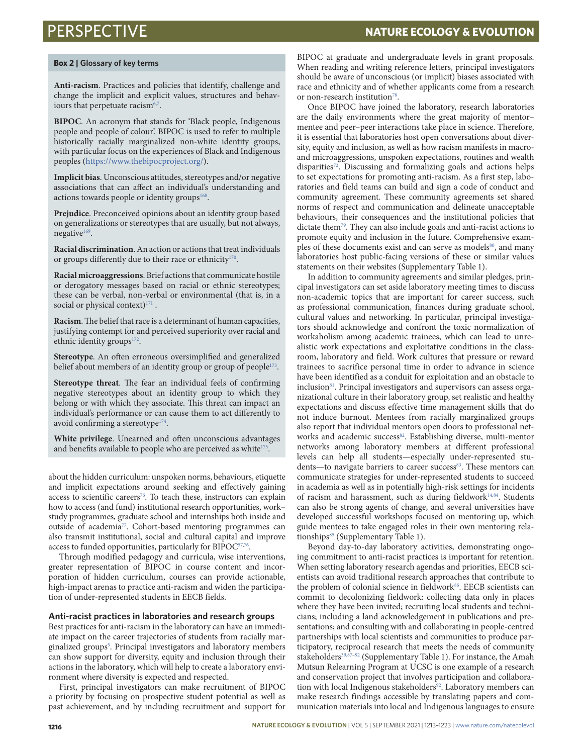**Box 2 | Glossary of key terms**

**Anti-racism**. Practices and policies that identify, challenge and change the implicit and explicit values, structures and behaviours that perpetuate racism[6,7].

**BIPOC**. An acronym that stands for 'Black people, Indigenous people and people of colour'. BIPOC is used to refer to multiple historically racially marginalized non-white identity groups, with particular focus on the experiences of Black and Indigenous peoples (https://www.thebipocproject.org/).

**Implicit bias**. Unconscious attitudes, stereotypes and/or negative associations that can affect an individual's understanding and actions towards people or identity groups[168].

**Prejudice**. Preconceived opinions about an identity group based on generalizations or stereotypes that are usually, but not always, negative[169].

**Racial discrimination**. An action or actions that treat individuals or groups differently due to their race or ethnicity[170].

**Racial microaggressions**. Brief actions that communicate hostile or derogatory messages based on racial or ethnic stereotypes; these can be verbal, non-verbal or environmental (that is, in a social or physical context)[171].

**Racism**. The belief that race is a determinant of human capacities, justifying contempt for and perceived superiority over racial and ethnic identity groups[172].

**Stereotype**. An often erroneous oversimplified and generalized belief about members of an identity group or group of people[173].

**Stereotype threat**. The fear an individual feels of confirming negative stereotypes about an identity group to which they belong or with which they associate. This threat can impact an individual's performance or can cause them to act differently to avoid confirming a stereotype[174].

**White privilege**. Unearned and often unconscious advantages and benefits available to people who are perceived as white[175].

about the hidden curriculum: unspoken norms, behaviours, etiquette and implicit expectations around seeking and effectively gaining access to scientific careers[76]. To teach these, instructors can explain how to access (and fund) institutional research opportunities, work–study programmes, graduate school and internships both inside and outside of academia[77]. Cohort-based mentoring programmes can also transmit institutional, social and cultural capital and improve access to funded opportunities, particularly for BIPOC[57,76].

Through modified pedagogy and curricula, wise interventions, greater representation of BIPOC in course content and incorporation of hidden curriculum, courses can provide actionable, high-impact arenas to practice anti-racism and widen the participation of under-represented students in EECB fields.

### Anti-racist practices in laboratories and research groups

Best practices for anti-racism in the laboratory can have an immediate impact on the career trajectories of students from racially marginalized groups[5]. Principal investigators and laboratory members can show support for diversity, equity and inclusion through their actions in the laboratory, which will help to create a laboratory environment where diversity is expected and respected.

First, principal investigators can make recruitment of BIPOC a priority by focusing on prospective student potential as well as past achievement, and by including recruitment and support for BIPOC at graduate and undergraduate levels in grant proposals. When reading and writing reference letters, principal investigators should be aware of unconscious (or implicit) biases associated with race and ethnicity and of whether applicants come from a research or non-research institution[78].

Once BIPOC have joined the laboratory, research laboratories are the daily environments where the great majority of mentor–mentee and peer–peer interactions take place in science. Therefore, it is essential that laboratories host open conversations about diversity, equity and inclusion, as well as how racism manifests in macro- and microaggressions, unspoken expectations, routines and wealth disparities[72]. Discussing and formalizing goals and actions helps to set expectations for promoting anti-racism. As a first step, laboratories and field teams can build and sign a code of conduct and community agreement. These community agreements set shared norms of respect and communication and delineate unacceptable behaviours, their consequences and the institutional policies that dictate them[79]. They can also include goals and anti-racist actions to promote equity and inclusion in the future. Comprehensive examples of these documents exist and can serve as models[80], and many laboratories host public-facing versions of these or similar values statements on their websites (Supplementary Table 1).

In addition to community agreements and similar pledges, principal investigators can set aside laboratory meeting times to discuss non-academic topics that are important for career success, such as professional communication, finances during graduate school, cultural values and networking. In particular, principal investigators should acknowledge and confront the toxic normalization of workaholism among academic trainees, which can lead to unrealistic work expectations and exploitative conditions in the classroom, laboratory and field. Work cultures that pressure or reward trainees to sacrifice personal time in order to advance in science have been identified as a conduit for exploitation and an obstacle to inclusion[81]. Principal investigators and supervisors can assess organizational culture in their laboratory group, set realistic and healthy expectations and discuss effective time management skills that do not induce burnout. Mentees from racially marginalized groups also report that individual mentors open doors to professional networks and academic success[82]. Establishing diverse, multi-mentor networks among laboratory members at different professional levels can help all students—especially under-represented students—to navigate barriers to career success[83]. These mentors can communicate strategies for under-represented students to succeed in academia as well as in potentially high-risk settings for incidents of racism and harassment, such as during fieldwork[14,84]. Students can also be strong agents of change, and several universities have developed successful workshops focused on mentoring up, which guide mentees to take engaged roles in their own mentoring relationships[85] (Supplementary Table 1).

Beyond day-to-day laboratory activities, demonstrating ongoing commitment to anti-racist practices is important for retention. When setting laboratory research agendas and priorities, EECB scientists can avoid traditional research approaches that contribute to the problem of colonial science in fieldwork[86]. EECB scientists can commit to decolonizing fieldwork: collecting data only in places where they have been invited; recruiting local students and technicians; including a land acknowledgement in publications and presentations; and consulting with and collaborating in people-centred partnerships with local scientists and communities to produce participatory, reciprocal research that meets the needs of community stakeholders[39,87–92] (Supplementary Table 1). For instance, the Amah Mutsun Relearning Program at UCSC is one example of a research and conservation project that involves participation and collaboration with local Indigenous stakeholders[92]. Laboratory members can make research findings accessible by translating papers and communication materials into local and Indigenous languages to ensure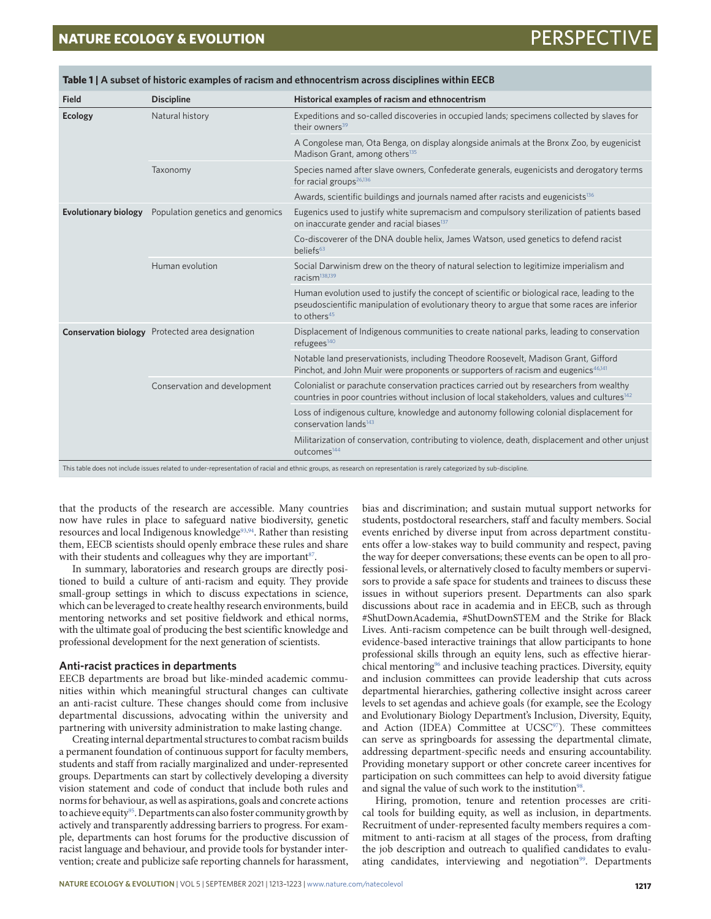**Table 1 | A subset of historic examples of racism and ethnocentrism across disciplines within EECB**

| Field | Discipline | Historical examples of racism and ethnocentrism |
|---|---|---|
| **Ecology** | Natural history | Expeditions and so-called discoveries in occupied lands; specimens collected by slaves for their owners[39] |
| | | A Congolese man, Ota Benga, on display alongside animals at the Bronx Zoo, by eugenicist Madison Grant, among others[135] |
| | Taxonomy | Species named after slave owners, Confederate generals, eugenicists and derogatory terms for racial groups[26,136] |
| | | Awards, scientific buildings and journals named after racists and eugenicists[136] |
| **Evolutionary biology** | Population genetics and genomics | Eugenics used to justify white supremacism and compulsory sterilization of patients based on inaccurate gender and racial biases[137] |
| | | Co-discoverer of the DNA double helix, James Watson, used genetics to defend racist beliefs[63] |
| | Human evolution | Social Darwinism drew on the theory of natural selection to legitimize imperialism and racism[138,139] |
| | | Human evolution used to justify the concept of scientific or biological race, leading to the pseudoscientific manipulation of evolutionary theory to argue that some races are inferior to others[45] |
| **Conservation biology** | Protected area designation | Displacement of Indigenous communities to create national parks, leading to conservation refugees[140] |
| | | Notable land preservationists, including Theodore Roosevelt, Madison Grant, Gifford Pinchot, and John Muir were proponents or supporters of racism and eugenics[46,141] |
| | Conservation and development | Colonialist or parachute conservation practices carried out by researchers from wealthy countries in poor countries without inclusion of local stakeholders, values and cultures[142] |
| | | Loss of indigenous culture, knowledge and autonomy following colonial displacement for conservation lands[143] |
| | | Militarization of conservation, contributing to violence, death, displacement and other unjust outcomes[144] |

This table does not include issues related to under-representation of racial and ethnic groups, as research on representation is rarely categorized by sub-discipline.

that the products of the research are accessible. Many countries now have rules in place to safeguard native biodiversity, genetic resources and local Indigenous knowledge[93,94]. Rather than resisting them, EECB scientists should openly embrace these rules and share with their students and colleagues why they are important[87].

In summary, laboratories and research groups are directly positioned to build a culture of anti-racism and equity. They provide small-group settings in which to discuss expectations in science, which can be leveraged to create healthy research environments, build mentoring networks and set positive fieldwork and ethical norms, with the ultimate goal of producing the best scientific knowledge and professional development for the next generation of scientists.

### Anti-racist practices in departments

EECB departments are broad but like-minded academic communities within which meaningful structural changes can cultivate an anti-racist culture. These changes should come from inclusive departmental discussions, advocating within the university and partnering with university administration to make lasting change.

Creating internal departmental structures to combat racism builds a permanent foundation of continuous support for faculty members, students and staff from racially marginalized and under-represented groups. Departments can start by collectively developing a diversity vision statement and code of conduct that include both rules and norms for behaviour, as well as aspirations, goals and concrete actions to achieve equity[95]. Departments can also foster community growth by actively and transparently addressing barriers to progress. For example, departments can host forums for the productive discussion of racist language and behaviour, and provide tools for bystander intervention; create and publicize safe reporting channels for harassment, bias and discrimination; and sustain mutual support networks for students, postdoctoral researchers, staff and faculty members. Social events enriched by diverse input from across department constituents offer a low-stakes way to build community and respect, paving the way for deeper conversations; these events can be open to all professional levels, or alternatively closed to faculty members or supervisors to provide a safe space for students and trainees to discuss these issues in without superiors present. Departments can also spark discussions about race in academia and in EECB, such as through #ShutDownAcademia, #ShutDownSTEM and the Strike for Black Lives. Anti-racism competence can be built through well-designed, evidence-based interactive trainings that allow participants to hone professional skills through an equity lens, such as effective hierarchical mentoring[96] and inclusive teaching practices. Diversity, equity and inclusion committees can provide leadership that cuts across departmental hierarchies, gathering collective insight across career levels to set agendas and achieve goals (for example, see the Ecology and Evolutionary Biology Department's Inclusion, Diversity, Equity, and Action (IDEA) Committee at UCSC[97]). These committees can serve as springboards for assessing the departmental climate, addressing department-specific needs and ensuring accountability. Providing monetary support or other concrete career incentives for participation on such committees can help to avoid diversity fatigue and signal the value of such work to the institution[98].

Hiring, promotion, tenure and retention processes are critical tools for building equity, as well as inclusion, in departments. Recruitment of under-represented faculty members requires a commitment to anti-racism at all stages of the process, from drafting the job description and outreach to qualified candidates to evaluating candidates, interviewing and negotiation[99]. Departments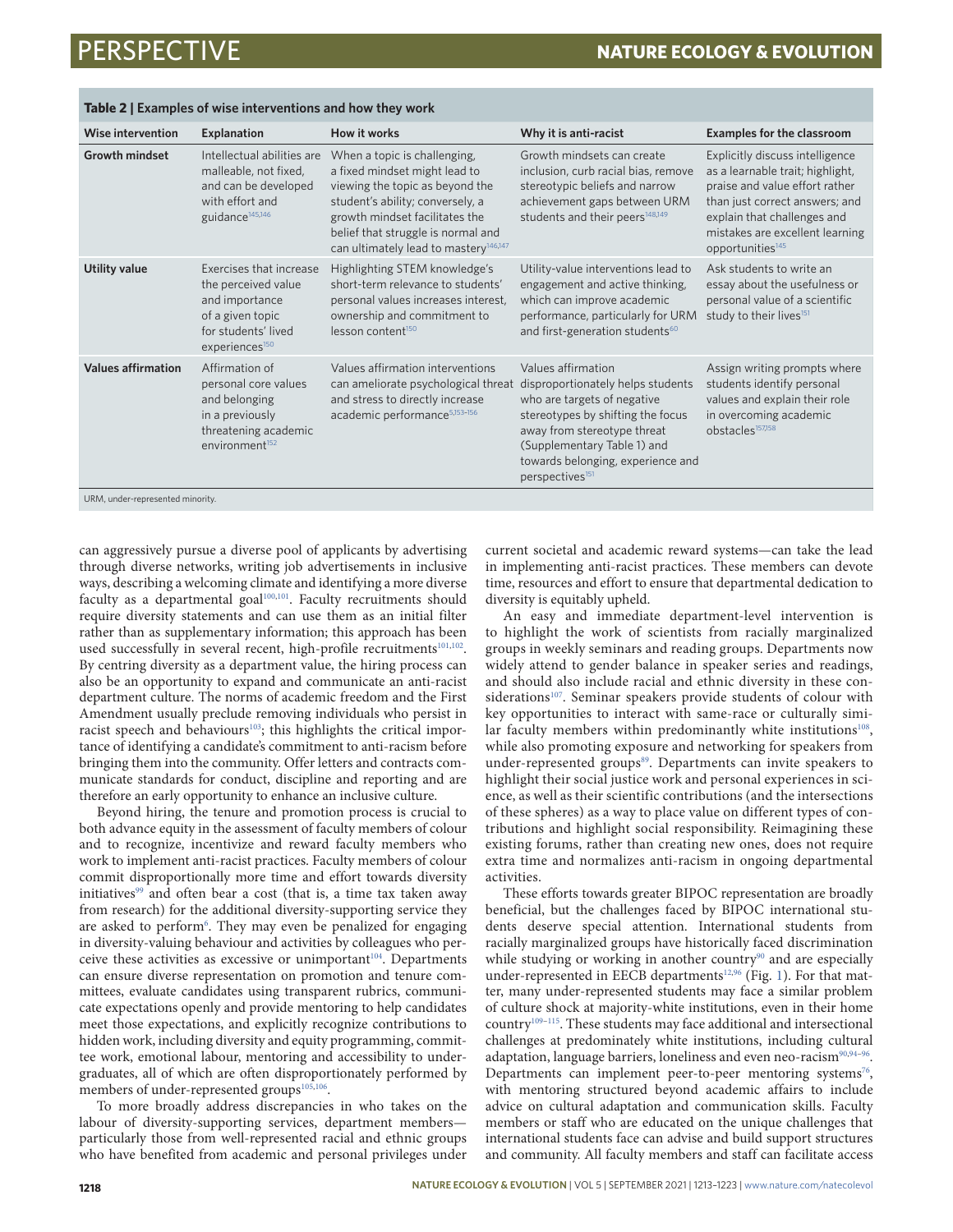**Table 2 | Examples of wise interventions and how they work**

| Wise intervention | Explanation | How it works | Why it is anti-racist | Examples for the classroom |
|---|---|---|---|---|
| **Growth mindset** | Intellectual abilities are malleable, not fixed, and can be developed with effort and guidance[145,146] | When a topic is challenging, a fixed mindset might lead to viewing the topic as beyond the student's ability; conversely, a growth mindset facilitates the belief that struggle is normal and can ultimately lead to mastery[146,147] | Growth mindsets can create inclusion, curb racial bias, remove stereotypic beliefs and narrow achievement gaps between URM students and their peers[148,149] | Explicitly discuss intelligence as a learnable trait; highlight, praise and value effort rather than just correct answers; and explain that challenges and mistakes are excellent learning opportunities[145] |
| **Utility value** | Exercises that increase the perceived value and importance of a given topic for students' lived experiences[150] | Highlighting STEM knowledge's short-term relevance to students' personal values increases interest, ownership and commitment to lesson content[150] | Utility-value interventions lead to engagement and active thinking, which can improve academic performance, particularly for URM and first-generation students[60] | Ask students to write an essay about the usefulness or personal value of a scientific study to their lives[151] |
| **Values affirmation** | Affirmation of personal core values and belonging in a previously threatening academic environment[152] | Values affirmation interventions can ameliorate psychological threat and stress to directly increase academic performance[5,153–156] | Values affirmation disproportionately helps students who are targets of negative stereotypes by shifting the focus away from stereotype threat (Supplementary Table 1) and towards belonging, experience and perspectives[151] | Assign writing prompts where students identify personal values and explain their role in overcoming academic obstacles[157,158] |

URM, under-represented minority.

can aggressively pursue a diverse pool of applicants by advertising through diverse networks, writing job advertisements in inclusive ways, describing a welcoming climate and identifying a more diverse faculty as a departmental goal[100,101]. Faculty recruitments should require diversity statements and can use them as an initial filter rather than as supplementary information; this approach has been used successfully in several recent, high-profile recruitments[101,102]. By centring diversity as a department value, the hiring process can also be an opportunity to expand and communicate an anti-racist department culture. The norms of academic freedom and the First Amendment usually preclude removing individuals who persist in racist speech and behaviours[103]; this highlights the critical importance of identifying a candidate's commitment to anti-racism before bringing them into the community. Offer letters and contracts communicate standards for conduct, discipline and reporting and are therefore an early opportunity to enhance an inclusive culture.

Beyond hiring, the tenure and promotion process is crucial to both advance equity in the assessment of faculty members of colour and to recognize, incentivize and reward faculty members who work to implement anti-racist practices. Faculty members of colour commit disproportionally more time and effort towards diversity initiatives[99] and often bear a cost (that is, a time tax taken away from research) for the additional diversity-supporting service they are asked to perform[6]. They may even be penalized for engaging in diversity-valuing behaviour and activities by colleagues who perceive these activities as excessive or unimportant[104]. Departments can ensure diverse representation on promotion and tenure committees, evaluate candidates using transparent rubrics, communicate expectations openly and provide mentoring to help candidates meet those expectations, and explicitly recognize contributions to hidden work, including diversity and equity programming, committee work, emotional labour, mentoring and accessibility to undergraduates, all of which are often disproportionately performed by members of under-represented groups[105,106].

To more broadly address discrepancies in who takes on the labour of diversity-supporting services, department members—particularly those from well-represented racial and ethnic groups who have benefited from academic and personal privileges under current societal and academic reward systems—can take the lead in implementing anti-racist practices. These members can devote time, resources and effort to ensure that departmental dedication to diversity is equitably upheld.

An easy and immediate department-level intervention is to highlight the work of scientists from racially marginalized groups in weekly seminars and reading groups. Departments now widely attend to gender balance in speaker series and readings, and should also include racial and ethnic diversity in these considerations[107]. Seminar speakers provide students of colour with key opportunities to interact with same-race or culturally similar faculty members within predominantly white institutions[108], while also promoting exposure and networking for speakers from under-represented groups[89]. Departments can invite speakers to highlight their social justice work and personal experiences in science, as well as their scientific contributions (and the intersections of these spheres) as a way to place value on different types of contributions and highlight social responsibility. Reimagining these existing forums, rather than creating new ones, does not require extra time and normalizes anti-racism in ongoing departmental activities.

These efforts towards greater BIPOC representation are broadly beneficial, but the challenges faced by BIPOC international students deserve special attention. International students from racially marginalized groups have historically faced discrimination while studying or working in another country[90] and are especially under-represented in EECB departments[12,96] (Fig. 1). For that matter, many under-represented students may face a similar problem of culture shock at majority-white institutions, even in their home country[109–115]. These students may face additional and intersectional challenges at predominately white institutions, including cultural adaptation, language barriers, loneliness and even neo-racism[90,94–96]. Departments can implement peer-to-peer mentoring systems[76], with mentoring structured beyond academic affairs to include advice on cultural adaptation and communication skills. Faculty members or staff who are educated on the unique challenges that international students face can advise and build support structures and community. All faculty members and staff can facilitate access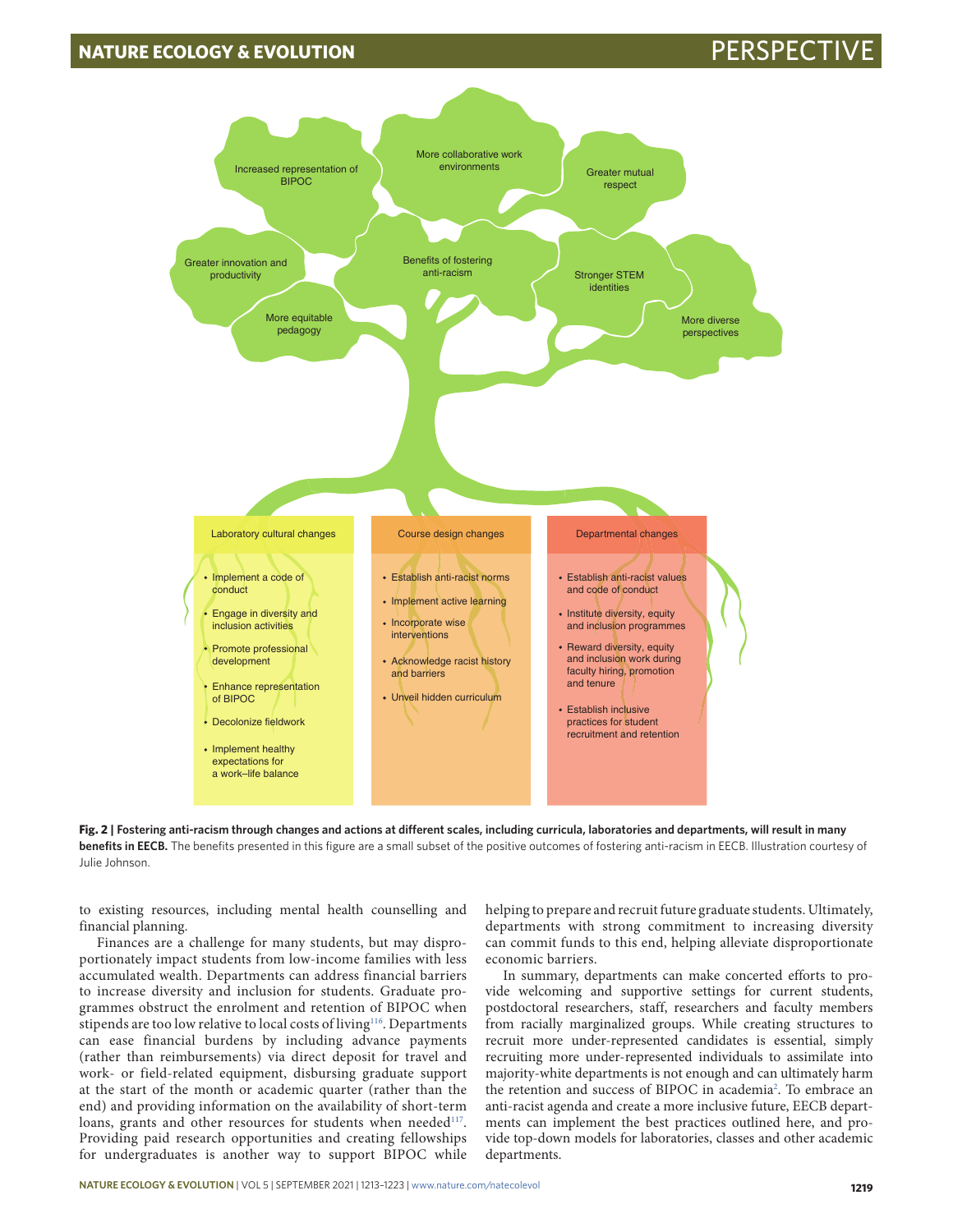Increased representation of BIPOC

More collaborative work environments

Greater mutual respect

Greater innovation and productivity

Benefits of fostering anti-racism

Stronger STEM identities

More equitable pedagogy

More diverse perspectives

**Laboratory cultural changes**

- Implement a code of conduct
- Engage in diversity and inclusion activities
- Promote professional development
- Enhance representation of BIPOC
- Decolonize fieldwork
- Implement healthy expectations for a work–life balance

**Course design changes**

- Establish anti-racist norms
- Implement active learning
- Incorporate wise interventions
- Acknowledge racist history and barriers
- Unveil hidden curriculum

**Departmental changes**

- Establish anti-racist values and code of conduct
- Institute diversity, equity and inclusion programmes
- Reward diversity, equity and inclusion work during faculty hiring, promotion and tenure
- Establish inclusive practices for student recruitment and retention

**Fig. 2 | Fostering anti-racism through changes and actions at different scales, including curricula, laboratories and departments, will result in many benefits in EECB.** The benefits presented in this figure are a small subset of the positive outcomes of fostering anti-racism in EECB. Illustration courtesy of Julie Johnson.

to existing resources, including mental health counselling and financial planning.

Finances are a challenge for many students, but may disproportionately impact students from low-income families with less accumulated wealth. Departments can address financial barriers to increase diversity and inclusion for students. Graduate programmes obstruct the enrolment and retention of BIPOC when stipends are too low relative to local costs of living[116]. Departments can ease financial burdens by including advance payments (rather than reimbursements) via direct deposit for travel and work- or field-related equipment, disbursing graduate support at the start of the month or academic quarter (rather than the end) and providing information on the availability of short-term loans, grants and other resources for students when needed[117]. Providing paid research opportunities and creating fellowships for undergraduates is another way to support BIPOC while helping to prepare and recruit future graduate students. Ultimately, departments with strong commitment to increasing diversity can commit funds to this end, helping alleviate disproportionate economic barriers.

In summary, departments can make concerted efforts to provide welcoming and supportive settings for current students, postdoctoral researchers, staff, researchers and faculty members from racially marginalized groups. While creating structures to recruit more under-represented candidates is essential, simply recruiting more under-represented individuals to assimilate into majority-white departments is not enough and can ultimately harm the retention and success of BIPOC in academia[2]. To embrace an anti-racist agenda and create a more inclusive future, EECB departments can implement the best practices outlined here, and provide top-down models for laboratories, classes and other academic departments.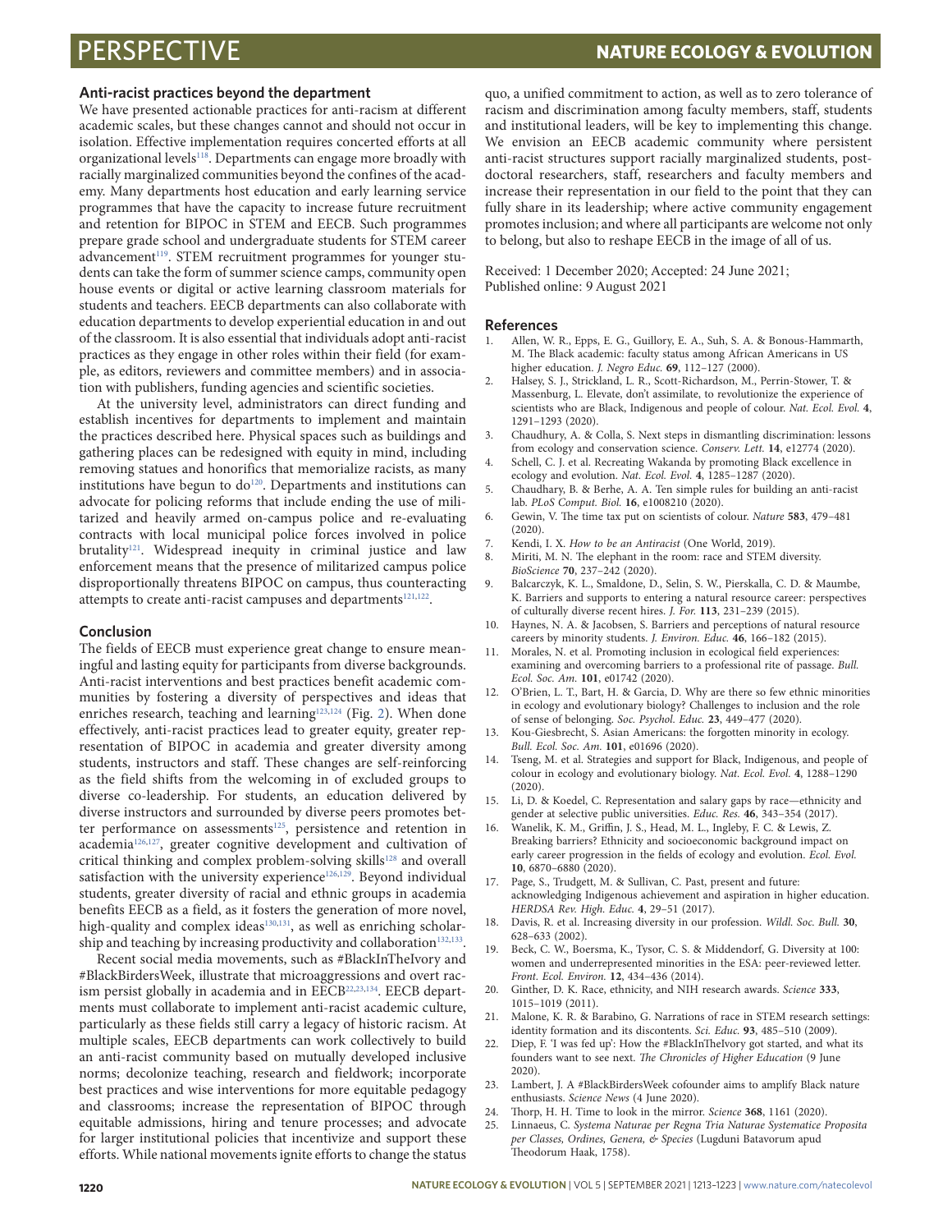### Anti-racist practices beyond the department

We have presented actionable practices for anti-racism at different academic scales, but these changes cannot and should not occur in isolation. Effective implementation requires concerted efforts at all organizational levels[118]. Departments can engage more broadly with racially marginalized communities beyond the confines of the academy. Many departments host education and early learning service programmes that have the capacity to increase future recruitment and retention for BIPOC in STEM and EECB. Such programmes prepare grade school and undergraduate students for STEM career advancement[119]. STEM recruitment programmes for younger students can take the form of summer science camps, community open house events or digital or active learning classroom materials for students and teachers. EECB departments can also collaborate with education departments to develop experiential education in and out of the classroom. It is also essential that individuals adopt anti-racist practices as they engage in other roles within their field (for example, as editors, reviewers and committee members) and in association with publishers, funding agencies and scientific societies.

At the university level, administrators can direct funding and establish incentives for departments to implement and maintain the practices described here. Physical spaces such as buildings and gathering places can be redesigned with equity in mind, including removing statues and honorifics that memorialize racists, as many institutions have begun to do[120]. Departments and institutions can advocate for policing reforms that include ending the use of militarized and heavily armed on-campus police and re-evaluating contracts with local municipal police forces involved in police brutality[121]. Widespread inequity in criminal justice and law enforcement means that the presence of militarized campus police disproportionally threatens BIPOC on campus, thus counteracting attempts to create anti-racist campuses and departments[121,122].

### Conclusion

The fields of EECB must experience great change to ensure meaningful and lasting equity for participants from diverse backgrounds. Anti-racist interventions and best practices benefit academic communities by fostering a diversity of perspectives and ideas that enriches research, teaching and learning[123,124] (Fig. 2). When done effectively, anti-racist practices lead to greater equity, greater representation of BIPOC in academia and greater diversity among students, instructors and staff. These changes are self-reinforcing as the field shifts from the welcoming in of excluded groups to diverse co-leadership. For students, an education delivered by diverse instructors and surrounded by diverse peers promotes better performance on assessments[125], persistence and retention in academia[126,127], greater cognitive development and cultivation of critical thinking and complex problem-solving skills[128] and overall satisfaction with the university experience[126,129]. Beyond individual students, greater diversity of racial and ethnic groups in academia benefits EECB as a field, as it fosters the generation of more novel, high-quality and complex ideas[130,131], as well as enriching scholarship and teaching by increasing productivity and collaboration[132,133].

Recent social media movements, such as #BlackInTheIvory and #BlackBirdersWeek, illustrate that microaggressions and overt racism persist globally in academia and in EECB[22,23,134]. EECB departments must collaborate to implement anti-racist academic culture, particularly as these fields still carry a legacy of historic racism. At multiple scales, EECB departments can work collectively to build an anti-racist community based on mutually developed inclusive norms; decolonize teaching, research and fieldwork; incorporate best practices and wise interventions for more equitable pedagogy and classrooms; increase the representation of BIPOC through equitable admissions, hiring and tenure processes; and advocate for larger institutional policies that incentivize and support these efforts. While national movements ignite efforts to change the status quo, a unified commitment to action, as well as to zero tolerance of racism and discrimination among faculty members, staff, students and institutional leaders, will be key to implementing this change. We envision an EECB academic community where persistent anti-racist structures support racially marginalized students, postdoctoral researchers, staff, researchers and faculty members and increase their representation in our field to the point that they can fully share in its leadership; where active community engagement promotes inclusion; and where all participants are welcome not only to belong, but also to reshape EECB in the image of all of us.

Received: 1 December 2020; Accepted: 24 June 2021;
Published online: 9 August 2021

### References

1. Allen, W. R., Epps, E. G., Guillory, E. A., Suh, S. A. & Bonous-Hammarth, M. The Black academic: faculty status among African Americans in US higher education. *J. Negro Educ.* **69**, 112–127 (2000).
2. Halsey, S. J., Strickland, L. R., Scott-Richardson, M., Perrin-Stower, T. & Massenburg, L. Elevate, don't assimilate, to revolutionize the experience of scientists who are Black, Indigenous and people of colour. *Nat. Ecol. Evol.* **4**, 1291–1293 (2020).
3. Chaudhury, A. & Colla, S. Next steps in dismantling discrimination: lessons from ecology and conservation science. *Conserv. Lett.* **14**, e12774 (2020).
4. Schell, C. J. et al. Recreating Wakanda by promoting Black excellence in ecology and evolution. *Nat. Ecol. Evol.* **4**, 1285–1287 (2020).
5. Chaudhary, B. & Berhe, A. A. Ten simple rules for building an anti-racist lab. *PLoS Comput. Biol.* **16**, e1008210 (2020).
6. Gewin, V. The time tax put on scientists of colour. *Nature* **583**, 479–481 (2020).
7. Kendi, I. X. *How to be an Antiracist* (One World, 2019).
8. Miriti, M. N. The elephant in the room: race and STEM diversity. *BioScience* **70**, 237–242 (2020).
9. Balcarczyk, K. L., Smaldone, D., Selin, S. W., Pierskalla, C. D. & Maumbe, K. Barriers and supports to entering a natural resource career: perspectives of culturally diverse recent hires. *J. For.* **113**, 231–239 (2015).
10. Haynes, N. A. & Jacobsen, S. Barriers and perceptions of natural resource careers by minority students. *J. Environ. Educ.* **46**, 166–182 (2015).
11. Morales, N. et al. Promoting inclusion in ecological field experiences: examining and overcoming barriers to a professional rite of passage. *Bull. Ecol. Soc. Am.* **101**, e01742 (2020).
12. O'Brien, L. T., Bart, H. & Garcia, D. Why are there so few ethnic minorities in ecology and evolutionary biology? Challenges to inclusion and the role of sense of belonging. *Soc. Psychol. Educ.* **23**, 449–477 (2020).
13. Kou-Giesbrecht, S. Asian Americans: the forgotten minority in ecology. *Bull. Ecol. Soc. Am.* **101**, e01696 (2020).
14. Tseng, M. et al. Strategies and support for Black, Indigenous, and people of colour in ecology and evolutionary biology. *Nat. Ecol. Evol.* **4**, 1288–1290 (2020).
15. Li, D. & Koedel, C. Representation and salary gaps by race—ethnicity and gender at selective public universities. *Educ. Res.* **46**, 343–354 (2017).
16. Wanelik, K. M., Griffin, J. S., Head, M. L., Ingleby, F. C. & Lewis, Z. Breaking barriers? Ethnicity and socioeconomic background impact on early career progression in the fields of ecology and evolution. *Ecol. Evol.* **10**, 6870–6880 (2020).
17. Page, S., Trudgett, M. & Sullivan, C. Past, present and future: acknowledging Indigenous achievement and aspiration in higher education. *HERDSA Rev. High. Educ.* **4**, 29–51 (2017).
18. Davis, R. et al. Increasing diversity in our profession. *Wildl. Soc. Bull.* **30**, 628–633 (2002).
19. Beck, C. W., Boersma, K., Tysor, C. S. & Middendorf, G. Diversity at 100: women and underrepresented minorities in the ESA: peer-reviewed letter. *Front. Ecol. Environ.* **12**, 434–436 (2014).
20. Ginther, D. K. Race, ethnicity, and NIH research awards. *Science* **333**, 1015–1019 (2011).
21. Malone, K. R. & Barabino, G. Narrations of race in STEM research settings: identity formation and its discontents. *Sci. Educ.* **93**, 485–510 (2009).
22. Diep, F. 'I was fed up': How the #BlackInTheIvory got started, and what its founders want to see next. *The Chronicles of Higher Education* (9 June 2020).
23. Lambert, J. A #BlackBirdersWeek cofounder aims to amplify Black nature enthusiasts. *Science News* (4 June 2020).
24. Thorp, H. H. Time to look in the mirror. *Science* **368**, 1161 (2020).
25. Linnaeus, C. *Systema Naturae per Regna Tria Naturae Systematice Proposita per Classes, Ordines, Genera, & Species* (Lugduni Batavorum apud Theodorum Haak, 1758).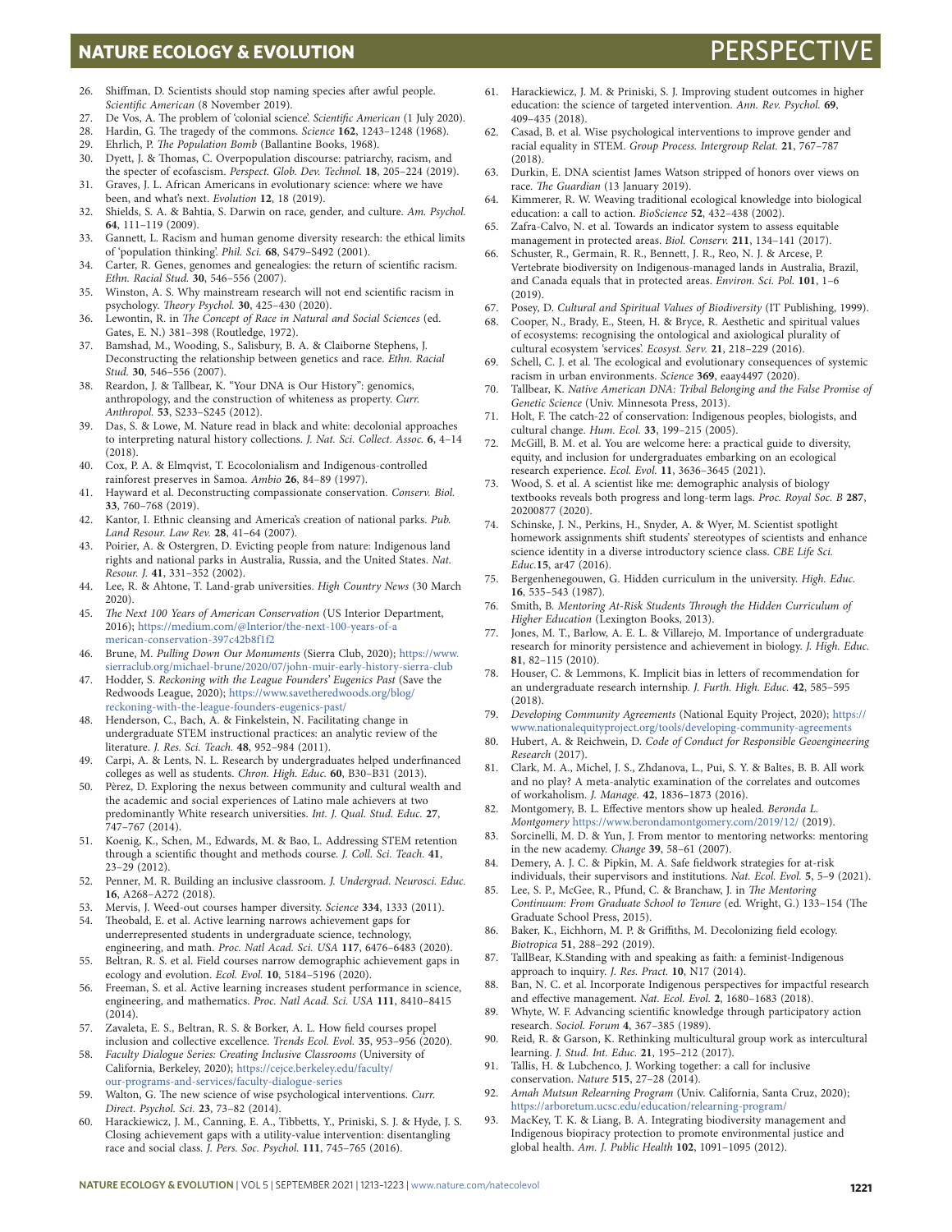26. Shiffman, D. Scientists should stop naming species after awful people. *Scientific American* (8 November 2019).
27. De Vos, A. The problem of 'colonial science'. *Scientific American* (1 July 2020).
28. Hardin, G. The tragedy of the commons. *Science* **162**, 1243–1248 (1968).
29. Ehrlich, P. *The Population Bomb* (Ballantine Books, 1968).
30. Dyett, J. & Thomas, C. Overpopulation discourse: patriarchy, racism, and the specter of ecofascism. *Perspect. Glob. Dev. Technol.* **18**, 205–224 (2019).
31. Graves, J. L. African Americans in evolutionary science: where we have been, and what's next. *Evolution* **12**, 18 (2019).
32. Shields, S. A. & Bahtia, S. Darwin on race, gender, and culture. *Am. Psychol.* **64**, 111–119 (2009).
33. Gannett, L. Racism and human genome diversity research: the ethical limits of 'population thinking'. *Phil. Sci.* **68**, S479–S492 (2001).
34. Carter, R. Genes, genomes and genealogies: the return of scientific racism. *Ethn. Racial Stud.* **30**, 546–556 (2007).
35. Winston, A. S. Why mainstream research will not end scientific racism in psychology. *Theory Psychol.* **30**, 425–430 (2020).
36. Lewontin, R. in *The Concept of Race in Natural and Social Sciences* (ed. Gates, E. N.) 381–398 (Routledge, 1972).
37. Bamshad, M., Wooding, S., Salisbury, B. A. & Claiborne Stephens, J. Deconstructing the relationship between genetics and race. *Ethn. Racial Stud.* **30**, 546–556 (2007).
38. Reardon, J. & Tallbear, K. "Your DNA is Our History": genomics, anthropology, and the construction of whiteness as property. *Curr. Anthropol.* **53**, S233–S245 (2012).
39. Das, S. & Lowe, M. Nature read in black and white: decolonial approaches to interpreting natural history collections. *J. Nat. Sci. Collect. Assoc.* **6**, 4–14 (2018).
40. Cox, P. A. & Elmqvist, T. Ecocolonialism and Indigenous-controlled rainforest preserves in Samoa. *Ambio* **26**, 84–89 (1997).
41. Hayward et al. Deconstructing compassionate conservation. *Conserv. Biol.* **33**, 760–768 (2019).
42. Kantor, I. Ethnic cleansing and America's creation of national parks. *Pub. Land Resour. Law Rev.* **28**, 41–64 (2007).
43. Poirier, A. & Ostergren, D. Evicting people from nature: Indigenous land rights and national parks in Australia, Russia, and the United States. *Nat. Resour. J.* **41**, 331–352 (2002).
44. Lee, R. & Ahtone, T. Land-grab universities. *High Country News* (30 March 2020).
45. *The Next 100 Years of American Conservation* (US Interior Department, 2016); https://medium.com/@Interior/the-next-100-years-of-american-conservation-397c42b8f1f2
46. Brune, M. *Pulling Down Our Monuments* (Sierra Club, 2020); https://www.sierraclub.org/michael-brune/2020/07/john-muir-early-history-sierra-club
47. Hodder, S. *Reckoning with the League Founders' Eugenics Past* (Save the Redwoods League, 2020); https://www.savetheredwoods.org/blog/reckoning-with-the-league-founders-eugenics-past/
48. Henderson, C., Bach, A. & Finkelstein, N. Facilitating change in undergraduate STEM instructional practices: an analytic review of the literature. *J. Res. Sci. Teach.* **48**, 952–984 (2011).
49. Carpi, A. & Lents, N. L. Research by undergraduates helped underfinanced colleges as well as students. *Chron. High. Educ.* **60**, B30–B31 (2013).
50. Pèrez, D. Exploring the nexus between community and cultural wealth and the academic and social experiences of Latino male achievers at two predominantly White research universities. *Int. J. Qual. Stud. Educ.* **27**, 747–767 (2014).
51. Koenig, K., Schen, M., Edwards, M. & Bao, L. Addressing STEM retention through a scientific thought and methods course. *J. Coll. Sci. Teach.* **41**, 23–29 (2012).
52. Penner, M. R. Building an inclusive classroom. *J. Undergrad. Neurosci. Educ.* **16**, A268–A272 (2018).
53. Mervis, J. Weed-out courses hamper diversity. *Science* **334**, 1333 (2011).
54. Theobald, E. et al. Active learning narrows achievement gaps for underrepresented students in undergraduate science, technology, engineering, and math. *Proc. Natl Acad. Sci. USA* **117**, 6476–6483 (2020).
55. Beltran, R. S. et al. Field courses narrow demographic achievement gaps in ecology and evolution. *Ecol. Evol.* **10**, 5184–5196 (2020).
56. Freeman, S. et al. Active learning increases student performance in science, engineering, and mathematics. *Proc. Natl Acad. Sci. USA* **111**, 8410–8415 (2014).
57. Zavaleta, E. S., Beltran, R. S. & Borker, A. L. How field courses propel inclusion and collective excellence. *Trends Ecol. Evol.* **35**, 953–956 (2020).
58. *Faculty Dialogue Series: Creating Inclusive Classrooms* (University of California, Berkeley, 2020); https://cejce.berkeley.edu/faculty/our-programs-and-services/faculty-dialogue-series
59. Walton, G. The new science of wise psychological interventions. *Curr. Direct. Psychol. Sci.* **23**, 73–82 (2014).
60. Harackiewicz, J. M., Canning, E. A., Tibbetts, Y., Priniski, S. J. & Hyde, J. S. Closing achievement gaps with a utility-value intervention: disentangling race and social class. *J. Pers. Soc. Psychol.* **111**, 745–765 (2016).
61. Harackiewicz, J. M. & Priniski, S. J. Improving student outcomes in higher education: the science of targeted intervention. *Ann. Rev. Psychol.* **69**, 409–435 (2018).
62. Casad, B. et al. Wise psychological interventions to improve gender and racial equality in STEM. *Group Process. Intergroup Relat.* **21**, 767–787 (2018).
63. Durkin, E. DNA scientist James Watson stripped of honors over views on race. *The Guardian* (13 January 2019).
64. Kimmerer, R. W. Weaving traditional ecological knowledge into biological education: a call to action. *BioScience* **52**, 432–438 (2002).
65. Zafra-Calvo, N. et al. Towards an indicator system to assess equitable management in protected areas. *Biol. Conserv.* **211**, 134–141 (2017).
66. Schuster, R., Germain, R. R., Bennett, J. R., Reo, N. J. & Arcese, P. Vertebrate biodiversity on Indigenous-managed lands in Australia, Brazil, and Canada equals that in protected areas. *Environ. Sci. Pol.* **101**, 1–6 (2019).
67. Posey, D. *Cultural and Spiritual Values of Biodiversity* (IT Publishing, 1999).
68. Cooper, N., Brady, E., Steen, H. & Bryce, R. Aesthetic and spiritual values of ecosystems: recognising the ontological and axiological plurality of cultural ecosystem 'services'. *Ecosyst. Serv.* **21**, 218–229 (2016).
69. Schell, C. J. et al. The ecological and evolutionary consequences of systemic racism in urban environments. *Science* **369**, eaay4497 (2020).
70. Tallbear, K. *Native American DNA: Tribal Belonging and the False Promise of Genetic Science* (Univ. Minnesota Press, 2013).
71. Holt, F. The catch-22 of conservation: Indigenous peoples, biologists, and cultural change. *Hum. Ecol.* **33**, 199–215 (2005).
72. McGill, B. M. et al. You are welcome here: a practical guide to diversity, equity, and inclusion for undergraduates embarking on an ecological research experience. *Ecol. Evol.* **11**, 3636–3645 (2021).
73. Wood, S. et al. A scientist like me: demographic analysis of biology textbooks reveals both progress and long-term lags. *Proc. Royal Soc. B* **287**, 20200877 (2020).
74. Schinske, J. N., Perkins, H., Snyder, A. & Wyer, M. Scientist spotlight homework assignments shift students' stereotypes of scientists and enhance science identity in a diverse introductory science class. *CBE Life Sci. Educ.* **15**, ar47 (2016).
75. Bergenhenegouwen, G. Hidden curriculum in the university. *High. Educ.* **16**, 535–543 (1987).
76. Smith, B. *Mentoring At-Risk Students Through the Hidden Curriculum of Higher Education* (Lexington Books, 2013).
77. Jones, M. T., Barlow, A. E. L. & Villarejo, M. Importance of undergraduate research for minority persistence and achievement in biology. *J. High. Educ.* **81**, 82–115 (2010).
78. Houser, C. & Lemmons, K. Implicit bias in letters of recommendation for an undergraduate research internship. *J. Furth. High. Educ.* **42**, 585–595 (2018).
79. *Developing Community Agreements* (National Equity Project, 2020); https://www.nationalequityproject.org/tools/developing-community-agreements
80. Hubert, A. & Reichwein, D. *Code of Conduct for Responsible Geoengineering Research* (2017).
81. Clark, M. A., Michel, J. S., Zhdanova, L., Pui, S. Y. & Baltes, B. B. All work and no play? A meta-analytic examination of the correlates and outcomes of workaholism. *J. Manage.* **42**, 1836–1873 (2016).
82. Montgomery, B. L. Effective mentors show up healed. *Beronda L. Montgomery* https://www.berondamontgomery.com/2019/12/ (2019).
83. Sorcinelli, M. D. & Yun, J. From mentor to mentoring networks: mentoring in the new academy. *Change* **39**, 58–61 (2007).
84. Demery, A. J. C. & Pipkin, M. A. Safe fieldwork strategies for at-risk individuals, their supervisors and institutions. *Nat. Ecol. Evol.* **5**, 5–9 (2021).
85. Lee, S. P., McGee, R., Pfund, C. & Branchaw, J. in *The Mentoring Continuum: From Graduate School to Tenure* (ed. Wright, G.) 133–154 (The Graduate School Press, 2015).
86. Baker, K., Eichhorn, M. P. & Griffiths, M. Decolonizing field ecology. *Biotropica* **51**, 288–292 (2019).
87. TallBear, K.Standing with and speaking as faith: a feminist-Indigenous approach to inquiry. *J. Res. Pract.* **10**, N17 (2014).
88. Ban, N. C. et al. Incorporate Indigenous perspectives for impactful research and effective management. *Nat. Ecol. Evol.* **2**, 1680–1683 (2018).
89. Whyte, W. F. Advancing scientific knowledge through participatory action research. *Sociol. Forum* **4**, 367–385 (1989).
90. Reid, R. & Garson, K. Rethinking multicultural group work as intercultural learning. *J. Stud. Int. Educ.* **21**, 195–212 (2017).
91. Tallis, H. & Lubchenco, J. Working together: a call for inclusive conservation. *Nature* **515**, 27–28 (2014).
92. *Amah Mutsun Relearning Program* (Univ. California, Santa Cruz, 2020); https://arboretum.ucsc.edu/education/relearning-program/
93. MacKey, T. K. & Liang, B. A. Integrating biodiversity management and Indigenous biopiracy protection to promote environmental justice and global health. *Am. J. Public Health* **102**, 1091–1095 (2012).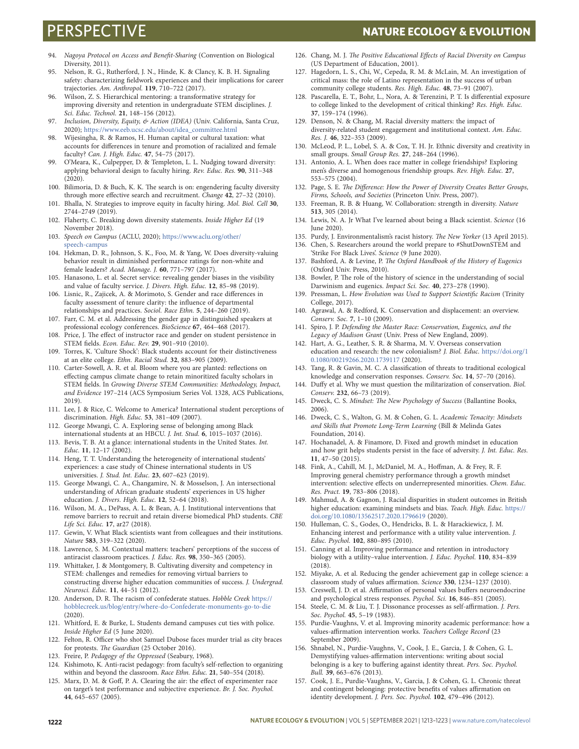94. *Nagoya Protocol on Access and Benefit-Sharing* (Convention on Biological Diversity, 2011).
95. Nelson, R. G., Rutherford, J. N., Hinde, K. & Clancy, K. B. H. Signaling safety: characterizing fieldwork experiences and their implications for career trajectories. *Am. Anthropol.* **119**, 710–722 (2017).
96. Wilson, Z. S. Hierarchical mentoring: a transformative strategy for improving diversity and retention in undergraduate STEM disciplines. *J. Sci. Educ. Technol.* **21**, 148–156 (2012).
97. *Inclusion, Diversity, Equity, & Action (IDEA)* (Univ. California, Santa Cruz, 2020); https://www.eeb.ucsc.edu/about/idea_committee.html
98. Wijesingha, R. & Ramos, H. Human capital or cultural taxation: what accounts for differences in tenure and promotion of racialized and female faculty? *Can. J. High. Educ.* **47**, 54–75 (2017).
99. O'Meara, K., Culpepper, D. & Templeton, L. L. Nudging toward diversity: applying behavioral design to faculty hiring. *Rev. Educ. Res.* **90**, 311–348 (2020).
100. Bilimoria, D. & Buch, K. K. The search is on: engendering faculty diversity through more effective search and recruitment. *Change* **42**, 27–32 (2010).
101. Bhalla, N. Strategies to improve equity in faculty hiring. *Mol. Biol. Cell* **30**, 2744–2749 (2019).
102. Flaherty, C. Breaking down diversity statements. *Inside Higher Ed* (19 November 2018).
103. *Speech on Campus* (ACLU, 2020); https://www.aclu.org/other/speech-campus
104. Hekman, D. R., Johnson, S. K., Foo, M. & Yang, W. Does diversity-valuing behavior result in diminished performance ratings for non-white and female leaders? *Acad. Manage. J.* **60**, 771–797 (2017).
105. Hanasono, L. et al. Secret service: revealing gender biases in the visibility and value of faculty service. *J. Divers. High. Educ.* **12**, 85–98 (2019).
106. Lisnic, R., Zajicek, A. & Morimoto, S. Gender and race differences in faculty assessment of tenure clarity: the influence of departmental relationships and practices. *Sociol. Race Ethn.* **5**, 244–260 (2019).
107. Farr, C. M. et al. Addressing the gender gap in distinguished speakers at professional ecology conferences. *BioScience* **67**, 464–468 (2017).
108. Price, J. The effect of instructor race and gender on student persistence in STEM fields. *Econ. Educ. Rev.* **29**, 901–910 (2010).
109. Torres, K. 'Culture Shock': Black students account for their distinctiveness at an elite college. *Ethn. Racial Stud.* **32**, 883–905 (2009).
110. Carter-Sowell, A. R. et al. Bloom where you are planted: reflections on effecting campus climate change to retain minoritized faculty scholars in STEM fields. In *Growing Diverse STEM Communities: Methodology, Impact, and Evidence* 197–214 (ACS Symposium Series Vol. 1328, ACS Publications, 2019).
111. Lee, J. & Rice, C. Welcome to America? International student perceptions of discrimination. *High. Educ.* **53**, 381–409 (2007).
112. George Mwangi, C. A. Exploring sense of belonging among Black international students at an HBCU. *J. Int. Stud.* **6**, 1015–1037 (2016).
113. Bevis, T. B. At a glance: international students in the United States. *Int. Educ.* **11**, 12–17 (2002).
114. Heng, T. T. Understanding the heterogeneity of international students' experiences: a case study of Chinese international students in US universities. *J. Stud. Int. Educ.* **23**, 607–623 (2019).
115. George Mwangi, C. A., Changamire, N. & Mosselson, J. An intersectional understanding of African graduate students' experiences in US higher education. *J. Divers. High. Educ.* **12**, 52–64 (2018).
116. Wilson, M. A., DePass, A. L. & Bean, A. J. Institutional interventions that remove barriers to recruit and retain diverse biomedical PhD students. *CBE Life Sci. Educ.* **17**, ar27 (2018).
117. Gewin, V. What Black scientists want from colleagues and their institutions. *Nature* **583**, 319–322 (2020).
118. Lawrence, S. M. Contextual matters: teachers' perceptions of the success of antiracist classroom practices. *J. Educ. Res.* **98**, 350–365 (2005).
119. Whittaker, J. & Montgomery, B. Cultivating diversity and competency in STEM: challenges and remedies for removing virtual barriers to constructing diverse higher education communities of success. *J. Undergrad. Neurosci. Educ.* **11**, 44–51 (2012).
120. Anderson, D. R. The racism of confederate statues. *Hobble Creek* https://hobblecreek.us/blog/entry/where-do-Confederate-monuments-go-to-die (2020).
121. Whitford, E. & Burke, L. Students demand campuses cut ties with police. *Inside Higher Ed* (5 June 2020).
122. Felton, R. Officer who shot Samuel Dubose faces murder trial as city braces for protests. *The Guardian* (25 October 2016).
123. Freire, P. *Pedagogy of the Oppressed* (Seabury, 1968).
124. Kishimoto, K. Anti-racist pedagogy: from faculty's self-reflection to organizing within and beyond the classroom. *Race Ethn. Educ.* **21**, 540–554 (2018).
125. Marx, D. M. & Goff, P. A. Clearing the air: the effect of experimenter race on target's test performance and subjective experience. *Br. J. Soc. Psychol.* **44**, 645–657 (2005).
126. Chang, M. J. *The Positive Educational Effects of Racial Diversity on Campus* (US Department of Education, 2001).
127. Hagedorn, L. S., Chi, W., Cepeda, R. M. & McLain, M. An investigation of critical mass: the role of Latino representation in the success of urban community college students. *Res. High. Educ.* **48**, 73–91 (2007).
128. Pascarella, E. T., Bohr, L., Nora, A. & Terenzini, P. T. Is differential exposure to college linked to the development of critical thinking? *Res. High. Educ.* **37**, 159–174 (1996).
129. Denson, N. & Chang, M. Racial diversity matters: the impact of diversity-related student engagement and institutional context. *Am. Educ. Res. J.* **46**, 322–353 (2009).
130. McLeod, P. L., Lobel, S. A. & Cox, T. H. Jr. Ethnic diversity and creativity in small groups. *Small Group Res.* **27**, 248–264 (1996).
131. Antonio, A. L. When does race matter in college friendships? Exploring men's diverse and homogenous friendship groups. *Rev. High. Educ.* **27**, 553–575 (2004).
132. Page, S. E. *The Difference: How the Power of Diversity Creates Better Groups, Firms, Schools, and Societies* (Princeton Univ. Press, 2007).
133. Freeman, R. B. & Huang, W. Collaboration: strength in diversity. *Nature* **513**, 305 (2014).
134. Lewis, N. A. Jr What I've learned about being a Black scientist. *Science* (16 June 2020).
135. Purdy, J. Environmentalism's racist history. *The New Yorker* (13 April 2015).
136. Chen, S. Researchers around the world prepare to #ShutDownSTEM and 'Strike For Black Lives'. *Science* (9 June 2020).
137. Bashford, A. & Levine, P. *The Oxford Handbook of the History of Eugenics* (Oxford Univ. Press, 2010).
138. Bowler, P. The role of the history of science in the understanding of social Darwinism and eugenics. *Impact Sci. Soc.* **40**, 273–278 (1990).
139. Pressman, L. *How Evolution was Used to Support Scientific Racism* (Trinity College, 2017).
140. Agrawal, A. & Redford, K. Conservation and displacement: an overview. *Conserv. Soc.* **7**, 1–10 (2009).
141. Spiro, J. P. *Defending the Master Race: Conservation, Eugenics, and the Legacy of Madison Grant* (Univ. Press of New England, 2009).
142. Hart, A. G., Leather, S. R. & Sharma, M. V. Overseas conservation education and research: the new colonialism? *J. Biol. Educ.* https://doi.org/10.1080/00219266.2020.1739117 (2020).
143. Tang, R. & Gavin, M. C. A classification of threats to traditional ecological knowledge and conservation responses. *Conserv. Soc.* **14**, 57–70 (2016).
144. Duffy et al. Why we must question the militarization of conservation. *Biol. Conserv.* **232**, 66–73 (2019).
145. Dweck, C. S. *Mindset: The New Psychology of Success* (Ballantine Books, 2006).
146. Dweck, C. S., Walton, G. M. & Cohen, G. L. *Academic Tenacity: Mindsets and Skills that Promote Long-Term Learning* (Bill & Melinda Gates Foundation, 2014).
147. Hochanadel, A. & Finamore, D. Fixed and growth mindset in education and how grit helps students persist in the face of adversity. *J. Int. Educ. Res.* **11**, 47–50 (2015).
148. Fink, A., Cahill, M. J., McDaniel, M. A., Hoffman, A. & Frey, R. F. Improving general chemistry performance through a growth mindset intervention: selective effects on underrepresented minorities. *Chem. Educ. Res. Pract.* **19**, 783–806 (2018).
149. Mahmud, A. & Gagnon, J. Racial disparities in student outcomes in British higher education: examining mindsets and bias. *Teach. High. Educ.* https://doi.org/10.1080/13562517.2020.1796619 (2020).
150. Hulleman, C. S., Godes, O., Hendricks, B. L. & Harackiewicz, J. M. Enhancing interest and performance with a utility value intervention. *J. Educ. Psychol.* **102**, 880–895 (2010).
151. Canning et al. Improving performance and retention in introductory biology with a utility–value intervention. *J. Educ. Psychol.* **110**, 834–839 (2018).
152. Miyake, A. et al. Reducing the gender achievement gap in college science: a classroom study of values affirmation. *Science* **330**, 1234–1237 (2010).
153. Creswell, J. D. et al. Affirmation of personal values buffers neuroendocrine and psychological stress responses. *Psychol. Sci.* **16**, 846–851 (2005).
154. Steele, C. M. & Liu, T. J. Dissonance processes as self-affirmation. *J. Pers. Soc. Psychol.* **45**, 5–19 (1983).
155. Purdie-Vaughns, V. et al. Improving minority academic performance: how a values-affirmation intervention works. *Teachers College Record* (23 September 2009).
156. Shnabel, N., Purdie-Vaughns, V., Cook, J. E., Garcia, J. & Cohen, G. L. Demystifying values-affirmation interventions: writing about social belonging is a key to buffering against identity threat. *Pers. Soc. Psychol. Bull.* **39**, 663–676 (2013).
157. Cook, J. E., Purdie-Vaughns, V., Garcia, J. & Cohen, G. L. Chronic threat and contingent belonging: protective benefits of values affirmation on identity development. *J. Pers. Soc. Psychol.* **102**, 479–496 (2012).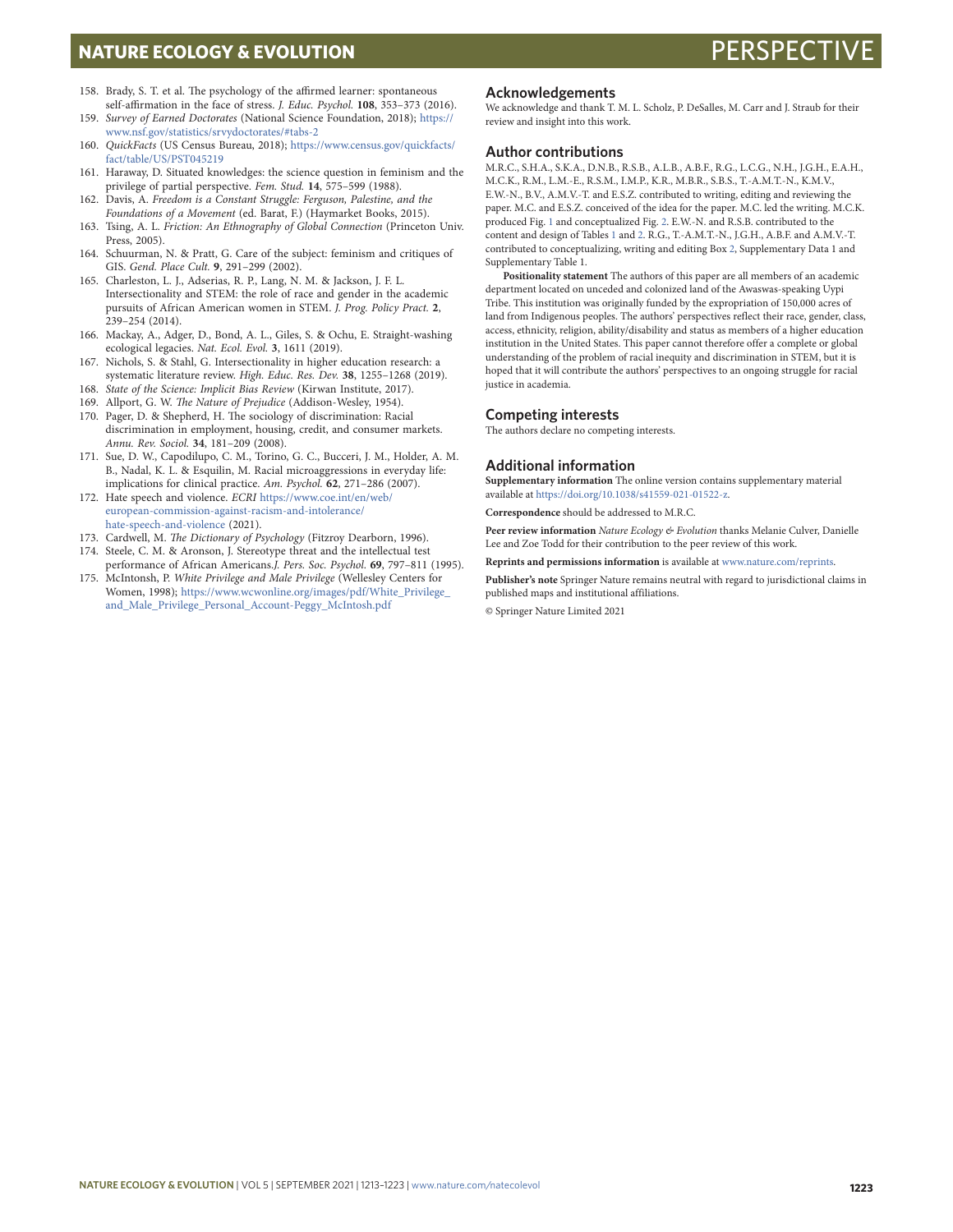158. Brady, S. T. et al. The psychology of the affirmed learner: spontaneous self-affirmation in the face of stress. *J. Educ. Psychol.* **108**, 353–373 (2016).
159. *Survey of Earned Doctorates* (National Science Foundation, 2018); https://www.nsf.gov/statistics/srvydoctorates/#tabs-2
160. *QuickFacts* (US Census Bureau, 2018); https://www.census.gov/quickfacts/fact/table/US/PST045219
161. Haraway, D. Situated knowledges: the science question in feminism and the privilege of partial perspective. *Fem. Stud.* **14**, 575–599 (1988).
162. Davis, A. *Freedom is a Constant Struggle: Ferguson, Palestine, and the Foundations of a Movement* (ed. Barat, F.) (Haymarket Books, 2015).
163. Tsing, A. L. *Friction: An Ethnography of Global Connection* (Princeton Univ. Press, 2005).
164. Schuurman, N. & Pratt, G. Care of the subject: feminism and critiques of GIS. *Gend. Place Cult.* **9**, 291–299 (2002).
165. Charleston, L. J., Adserias, R. P., Lang, N. M. & Jackson, J. F. L. Intersectionality and STEM: the role of race and gender in the academic pursuits of African American women in STEM. *J. Prog. Policy Pract.* **2**, 239–254 (2014).
166. Mackay, A., Adger, D., Bond, A. L., Giles, S. & Ochu, E. Straight-washing ecological legacies. *Nat. Ecol. Evol.* **3**, 1611 (2019).
167. Nichols, S. & Stahl, G. Intersectionality in higher education research: a systematic literature review. *High. Educ. Res. Dev.* **38**, 1255–1268 (2019).
168. *State of the Science: Implicit Bias Review* (Kirwan Institute, 2017).
169. Allport, G. W. *The Nature of Prejudice* (Addison-Wesley, 1954).
170. Pager, D. & Shepherd, H. The sociology of discrimination: Racial discrimination in employment, housing, credit, and consumer markets. *Annu. Rev. Sociol.* **34**, 181–209 (2008).
171. Sue, D. W., Capodilupo, C. M., Torino, G. C., Bucceri, J. M., Holder, A. M. B., Nadal, K. L. & Esquilin, M. Racial microaggressions in everyday life: implications for clinical practice. *Am. Psychol.* **62**, 271–286 (2007).
172. Hate speech and violence. *ECRI* https://www.coe.int/en/web/european-commission-against-racism-and-intolerance/hate-speech-and-violence (2021).
173. Cardwell, M. *The Dictionary of Psychology* (Fitzroy Dearborn, 1996).
174. Steele, C. M. & Aronson, J. Stereotype threat and the intellectual test performance of African Americans.*J. Pers. Soc. Psychol.* **69**, 797–811 (1995).
175. McIntonsh, P. *White Privilege and Male Privilege* (Wellesley Centers for Women, 1998); https://www.wcwonline.org/images/pdf/White_Privilege_and_Male_Privilege_Personal_Account-Peggy_McIntosh.pdf

## Acknowledgements

We acknowledge and thank T. M. L. Scholz, P. DeSalles, M. Carr and J. Straub for their review and insight into this work.

## Author contributions

M.R.C., S.H.A., S.K.A., D.N.B., R.S.B., A.L.B., A.B.F., R.G., L.C.G., N.H., J.G.H., E.A.H., M.C.K., R.M., L.M.-E., R.S.M., I.M.P., K.R., M.B.R., S.B.S., T.-A.M.T.-N., K.M.V., E.W.-N., B.V., A.M.V.-T. and E.S.Z. contributed to writing, editing and reviewing the paper. M.C. and E.S.Z. conceived of the idea for the paper. M.C. led the writing. M.C.K. produced Fig. 1 and conceptualized Fig. 2. E.W.-N. and R.S.B. contributed to the content and design of Tables 1 and 2. R.G., T.-A.M.T.-N., J.G.H., A.B.F. and A.M.V.-T. contributed to conceptualizing, writing and editing Box 2, Supplementary Data 1 and Supplementary Table 1.

**Positionality statement** The authors of this paper are all members of an academic department located on unceded and colonized land of the Awaswas-speaking Uypi Tribe. This institution was originally funded by the expropriation of 150,000 acres of land from Indigenous peoples. The authors' perspectives reflect their race, gender, class, access, ethnicity, religion, ability/disability and status as members of a higher education institution in the United States. This paper cannot therefore offer a complete or global understanding of the problem of racial inequity and discrimination in STEM, but it is hoped that it will contribute the authors' perspectives to an ongoing struggle for racial justice in academia.

## Competing interests

The authors declare no competing interests.

## Additional information

**Supplementary information** The online version contains supplementary material available at https://doi.org/10.1038/s41559-021-01522-z.

**Correspondence** should be addressed to M.R.C.

**Peer review information** *Nature Ecology & Evolution* thanks Melanie Culver, Danielle Lee and Zoe Todd for their contribution to the peer review of this work.

**Reprints and permissions information** is available at www.nature.com/reprints.

**Publisher's note** Springer Nature remains neutral with regard to jurisdictional claims in published maps and institutional affiliations.

© Springer Nature Limited 2021